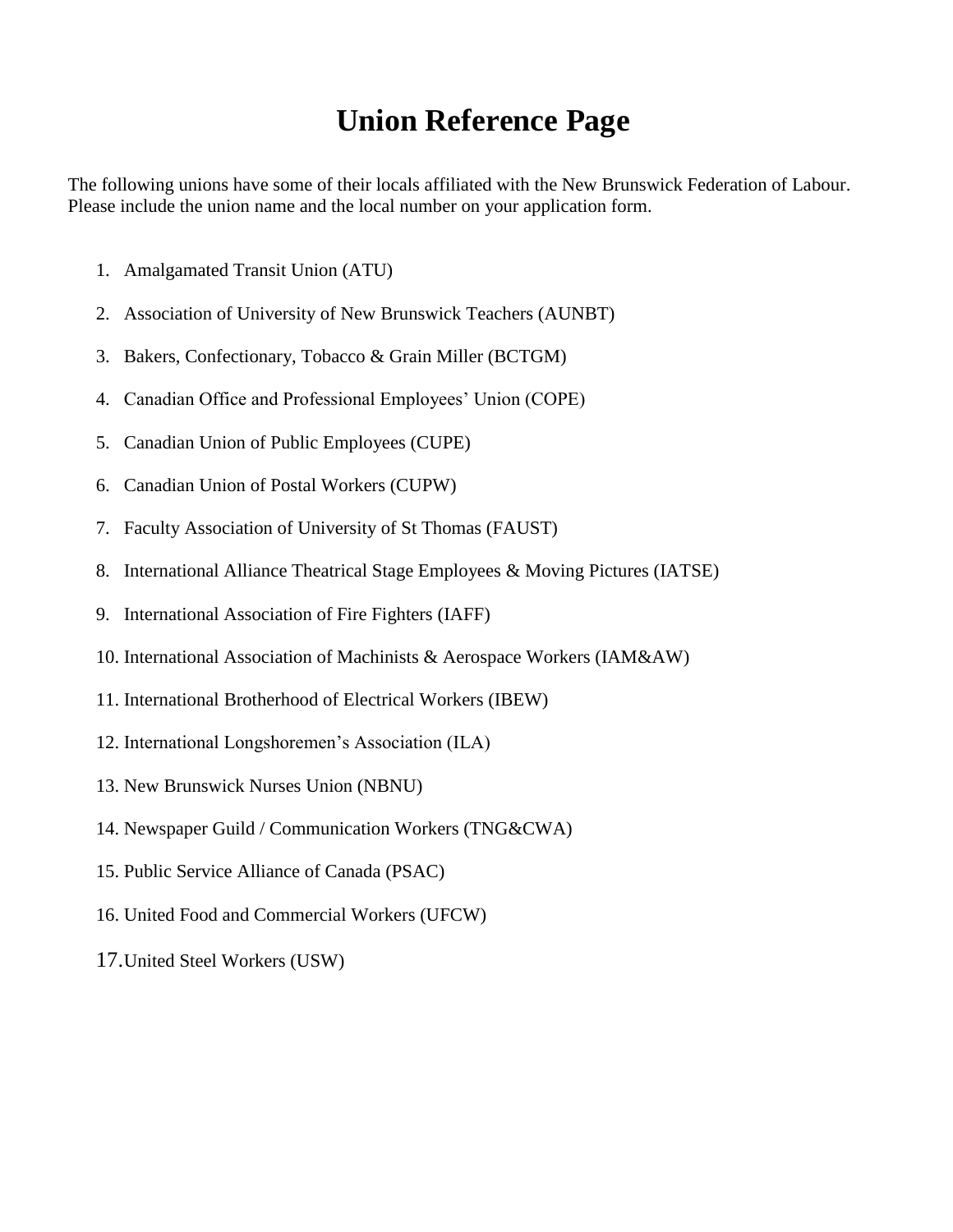# Union Reference Page

The following unions have some of their locals affiliated with the New Brunswick Federation of Labour. Please include the union name and the local number on your application form.

1. Amalgamated Transit Union (ATU)
2. Association of University of New Brunswick Teachers (AUNBT)
3. Bakers, Confectionary, Tobacco & Grain Miller (BCTGM)
4. Canadian Office and Professional Employees' Union (COPE)
5. Canadian Union of Public Employees (CUPE)
6. Canadian Union of Postal Workers (CUPW)
7. Faculty Association of University of St Thomas (FAUST)
8. International Alliance Theatrical Stage Employees & Moving Pictures (IATSE)
9. International Association of Fire Fighters (IAFF)
10. International Association of Machinists & Aerospace Workers (IAM&AW)
11. International Brotherhood of Electrical Workers (IBEW)
12. International Longshoremen's Association (ILA)
13. New Brunswick Nurses Union (NBNU)
14. Newspaper Guild / Communication Workers (TNG&CWA)
15. Public Service Alliance of Canada (PSAC)
16. United Food and Commercial Workers (UFCW)
17. United Steel Workers (USW)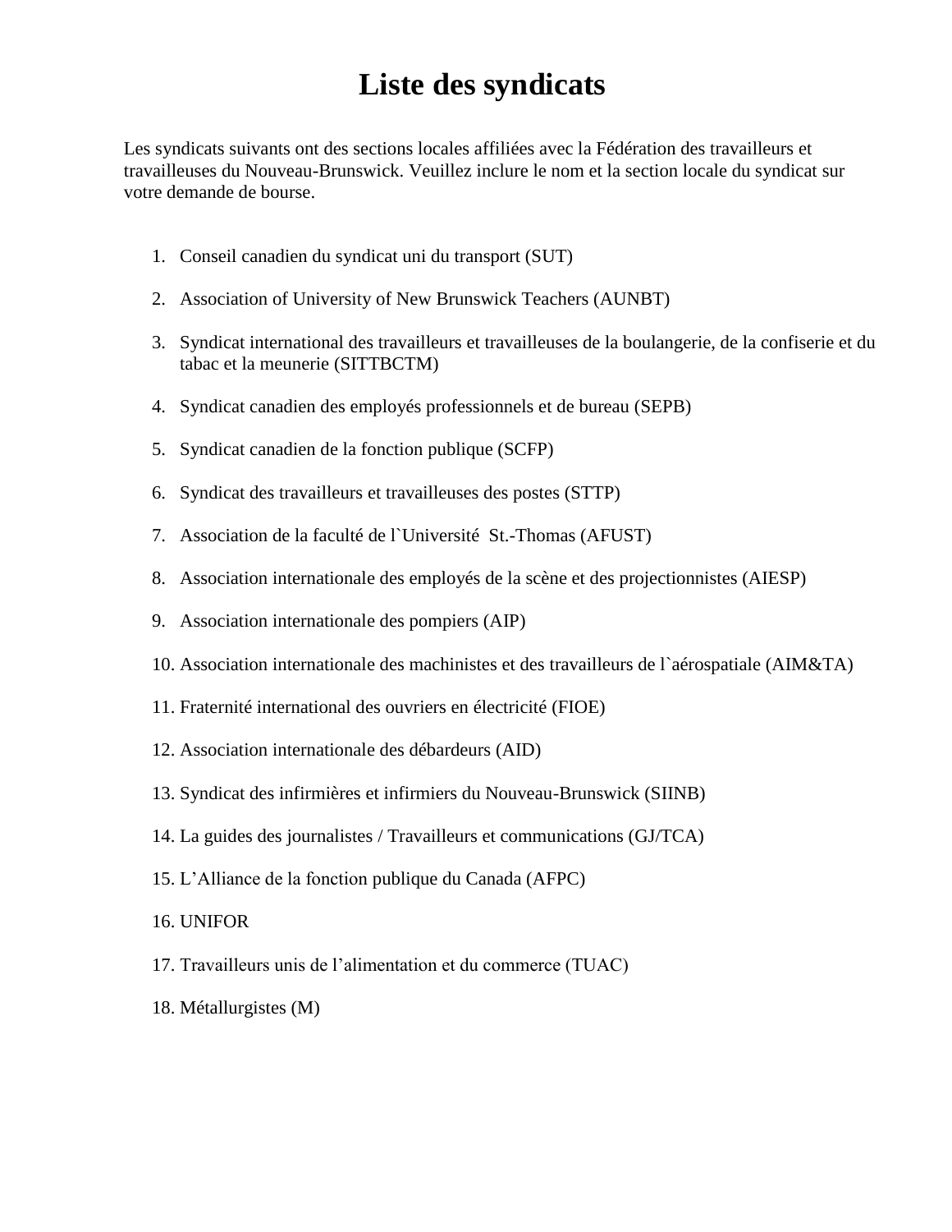# Liste des syndicats

Les syndicats suivants ont des sections locales affiliées avec la Fédération des travailleurs et travailleuses du Nouveau-Brunswick. Veuillez inclure le nom et la section locale du syndicat sur votre demande de bourse.

1. Conseil canadien du syndicat uni du transport (SUT)
2. Association of University of New Brunswick Teachers (AUNBT)
3. Syndicat international des travailleurs et travailleuses de la boulangerie, de la confiserie et du tabac et la meunerie (SITTBCTM)
4. Syndicat canadien des employés professionnels et de bureau (SEPB)
5. Syndicat canadien de la fonction publique (SCFP)
6. Syndicat des travailleurs et travailleuses des postes (STTP)
7. Association de la faculté de l`Université St.-Thomas (AFUST)
8. Association internationale des employés de la scène et des projectionnistes (AIESP)
9. Association internationale des pompiers (AIP)
10. Association internationale des machinistes et des travailleurs de l`aérospatiale (AIM&TA)
11. Fraternité international des ouvriers en électricité (FIOE)
12. Association internationale des débardeurs (AID)
13. Syndicat des infirmières et infirmiers du Nouveau-Brunswick (SIINB)
14. La guides des journalistes / Travailleurs et communications (GJ/TCA)
15. L'Alliance de la fonction publique du Canada (AFPC)
16. UNIFOR
17. Travailleurs unis de l'alimentation et du commerce (TUAC)
18. Métallurgistes (M)